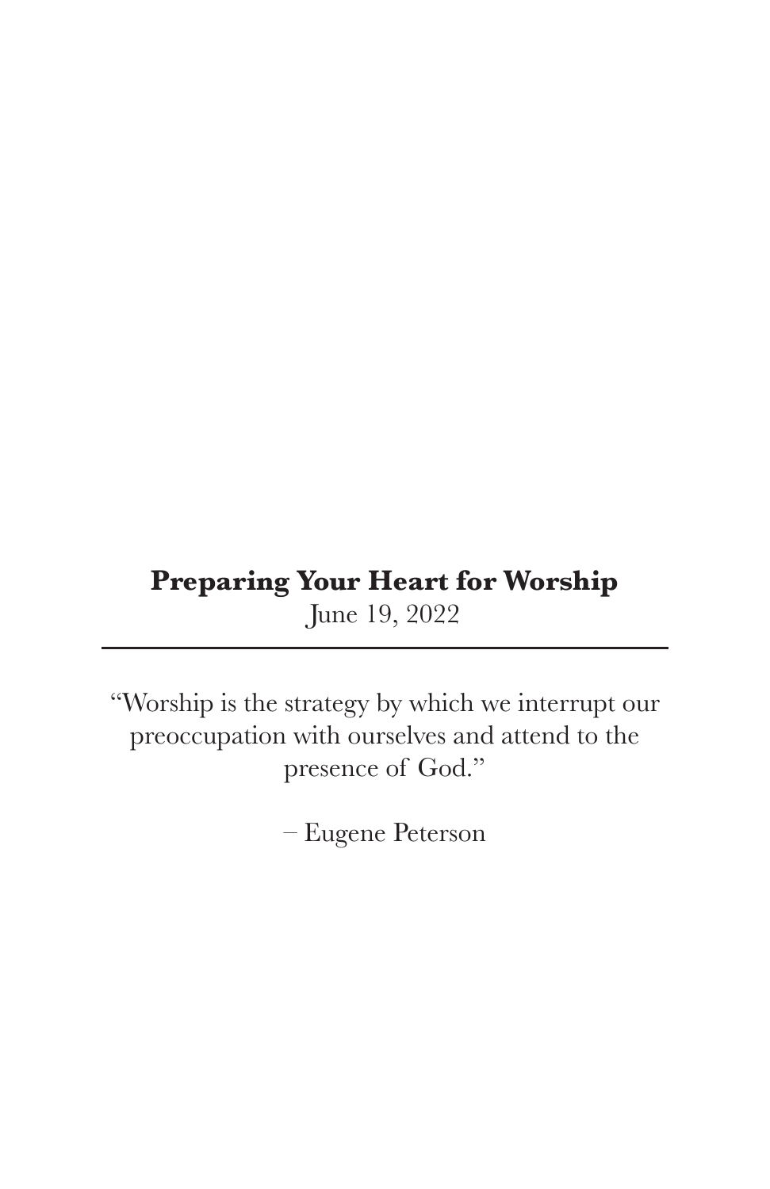# Preparing Your Heart for Worship

June 19, 2022

---

"Worship is the strategy by which we interrupt our preoccupation with ourselves and attend to the presence of God."

– Eugene Peterson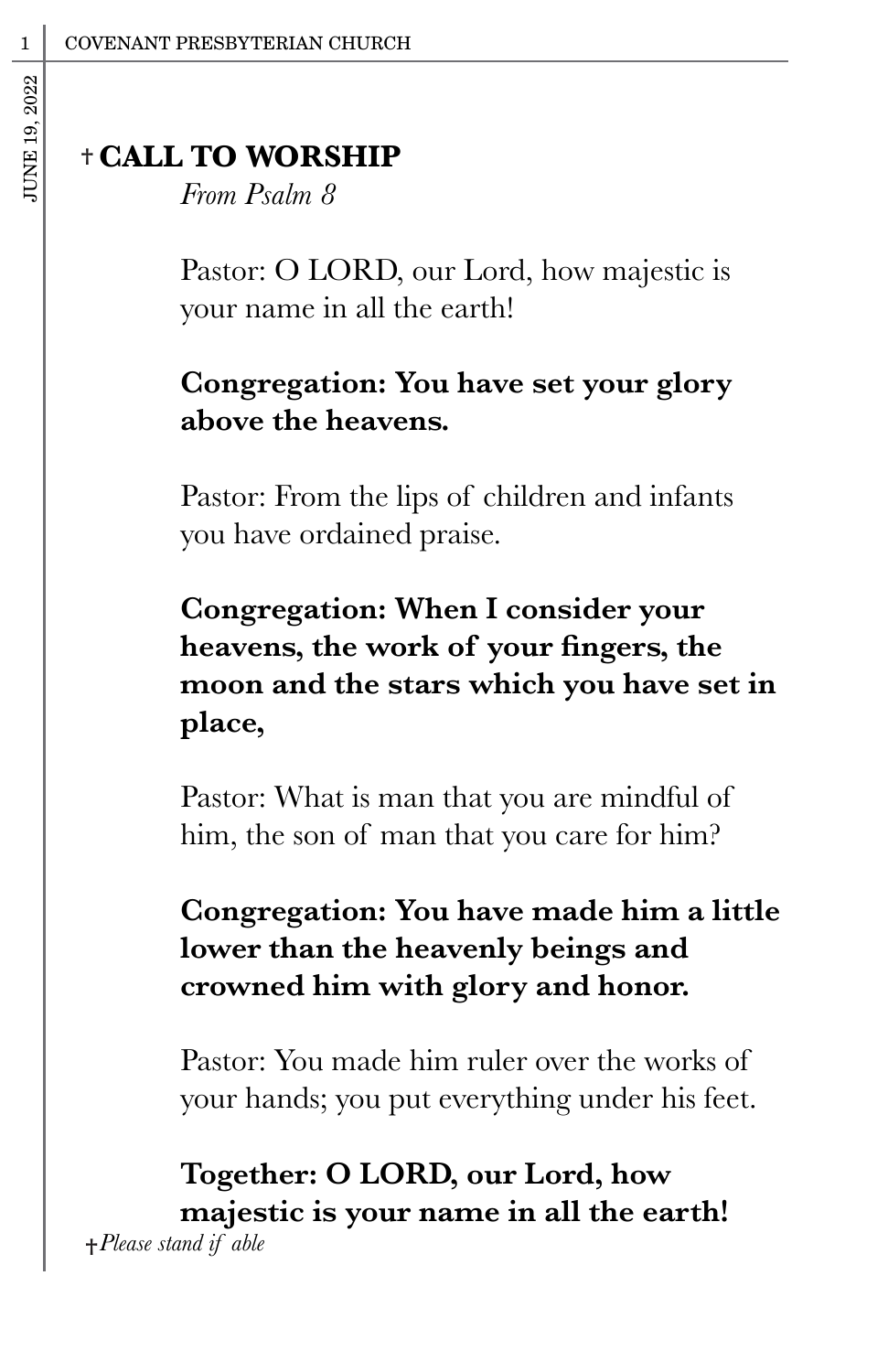## † CALL TO WORSHIP

*From Psalm 8*

Pastor: O LORD, our Lord, how majestic is your name in all the earth!

**Congregation: You have set your glory above the heavens.**

Pastor: From the lips of children and infants you have ordained praise.

**Congregation: When I consider your heavens, the work of your fingers, the moon and the stars which you have set in place,**

Pastor: What is man that you are mindful of him, the son of man that you care for him?

**Congregation: You have made him a little lower than the heavenly beings and crowned him with glory and honor.**

Pastor: You made him ruler over the works of your hands; you put everything under his feet.

**Together: O LORD, our Lord, how majestic is your name in all the earth!**

†*Please stand if able*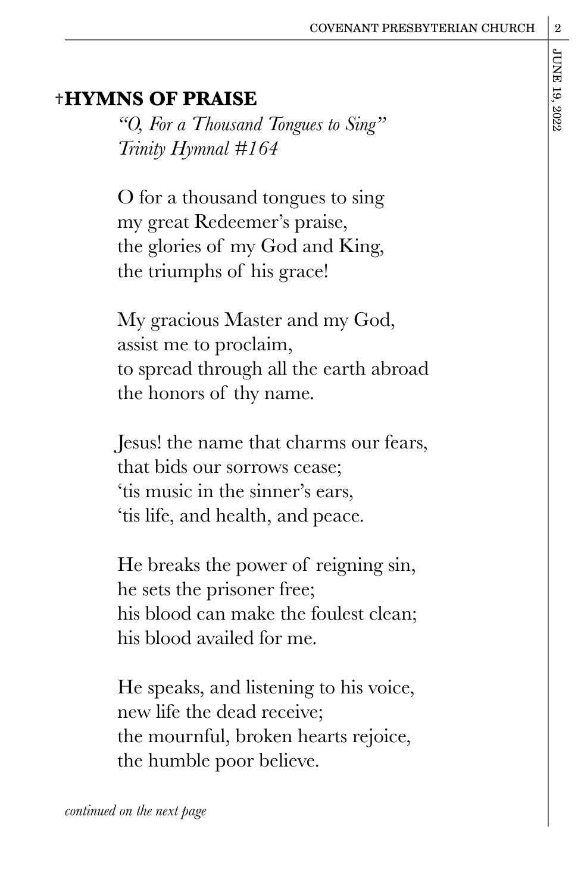## †HYMNS OF PRAISE

*"O, For a Thousand Tongues to Sing"*
*Trinity Hymnal #164*

O for a thousand tongues to sing
my great Redeemer's praise,
the glories of my God and King,
the triumphs of his grace!

My gracious Master and my God,
assist me to proclaim,
to spread through all the earth abroad
the honors of thy name.

Jesus! the name that charms our fears,
that bids our sorrows cease;
'tis music in the sinner's ears,
'tis life, and health, and peace.

He breaks the power of reigning sin,
he sets the prisoner free;
his blood can make the foulest clean;
his blood availed for me.

He speaks, and listening to his voice,
new life the dead receive;
the mournful, broken hearts rejoice,
the humble poor believe.

*continued on the next page*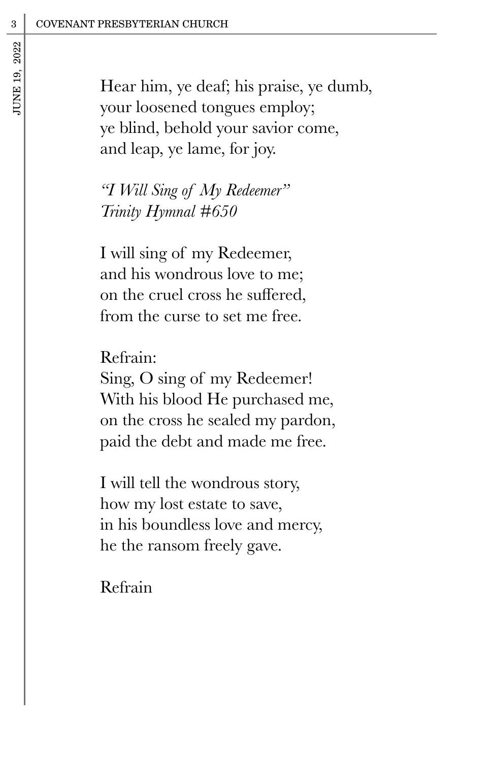Hear him, ye deaf; his praise, ye dumb,
your loosened tongues employ;
ye blind, behold your savior come,
and leap, ye lame, for joy.

*"I Will Sing of My Redeemer"*
*Trinity Hymnal #650*

I will sing of my Redeemer,
and his wondrous love to me;
on the cruel cross he suffered,
from the curse to set me free.

Refrain:
Sing, O sing of my Redeemer!
With his blood He purchased me,
on the cross he sealed my pardon,
paid the debt and made me free.

I will tell the wondrous story,
how my lost estate to save,
in his boundless love and mercy,
he the ransom freely gave.

Refrain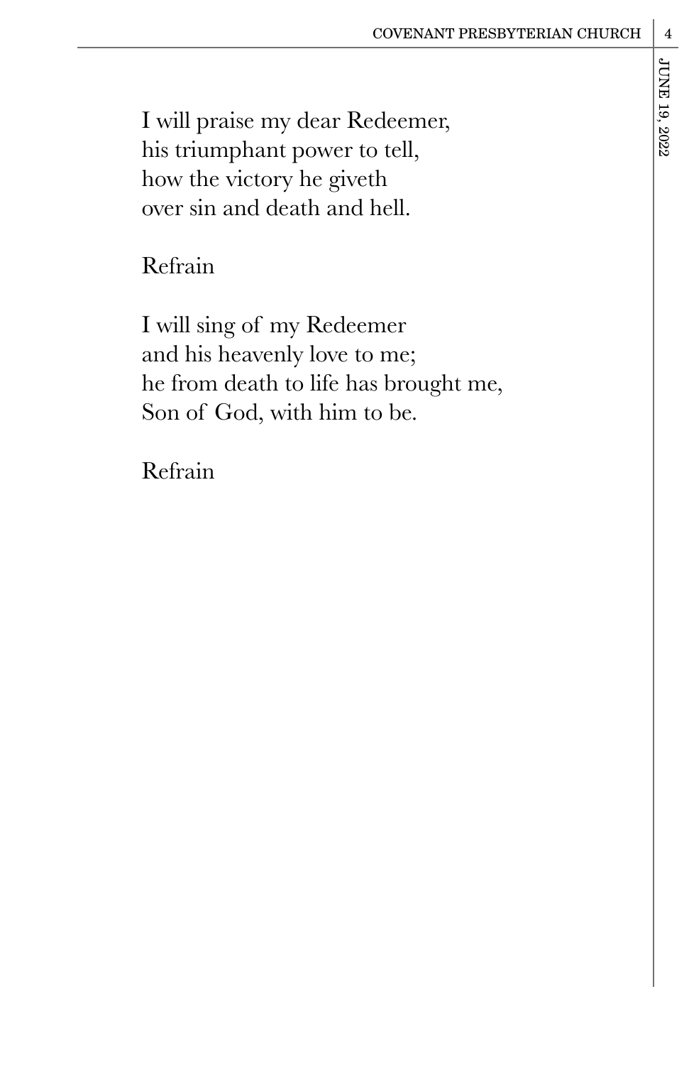I will praise my dear Redeemer,  
his triumphant power to tell,  
how the victory he giveth  
over sin and death and hell.

Refrain

I will sing of my Redeemer  
and his heavenly love to me;  
he from death to life has brought me,  
Son of God, with him to be.

Refrain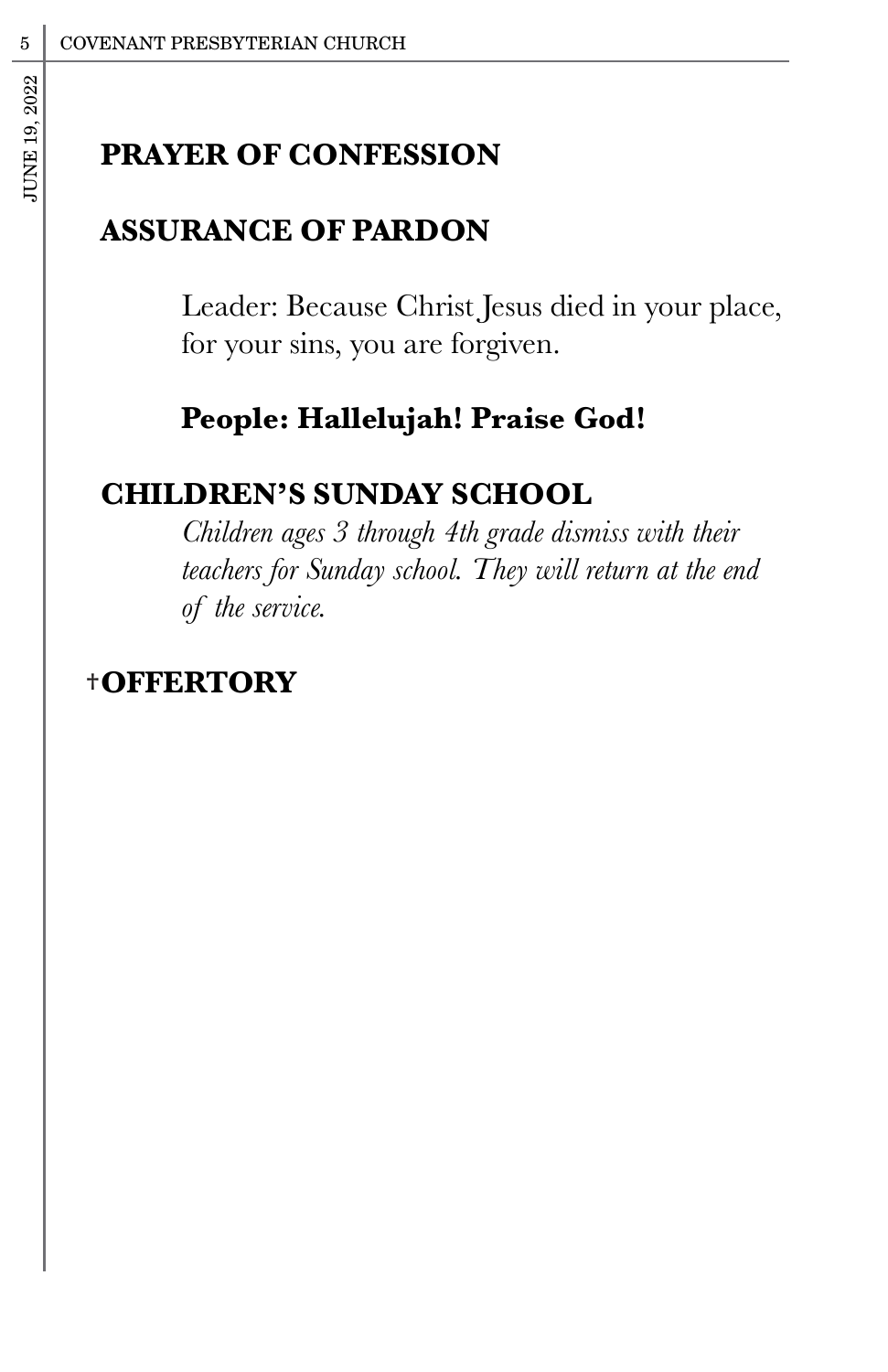## PRAYER OF CONFESSION

## ASSURANCE OF PARDON

Leader: Because Christ Jesus died in your place, for your sins, you are forgiven.

**People: Hallelujah! Praise God!**

## CHILDREN'S SUNDAY SCHOOL

*Children ages 3 through 4th grade dismiss with their teachers for Sunday school. They will return at the end of the service.*

## †OFFERTORY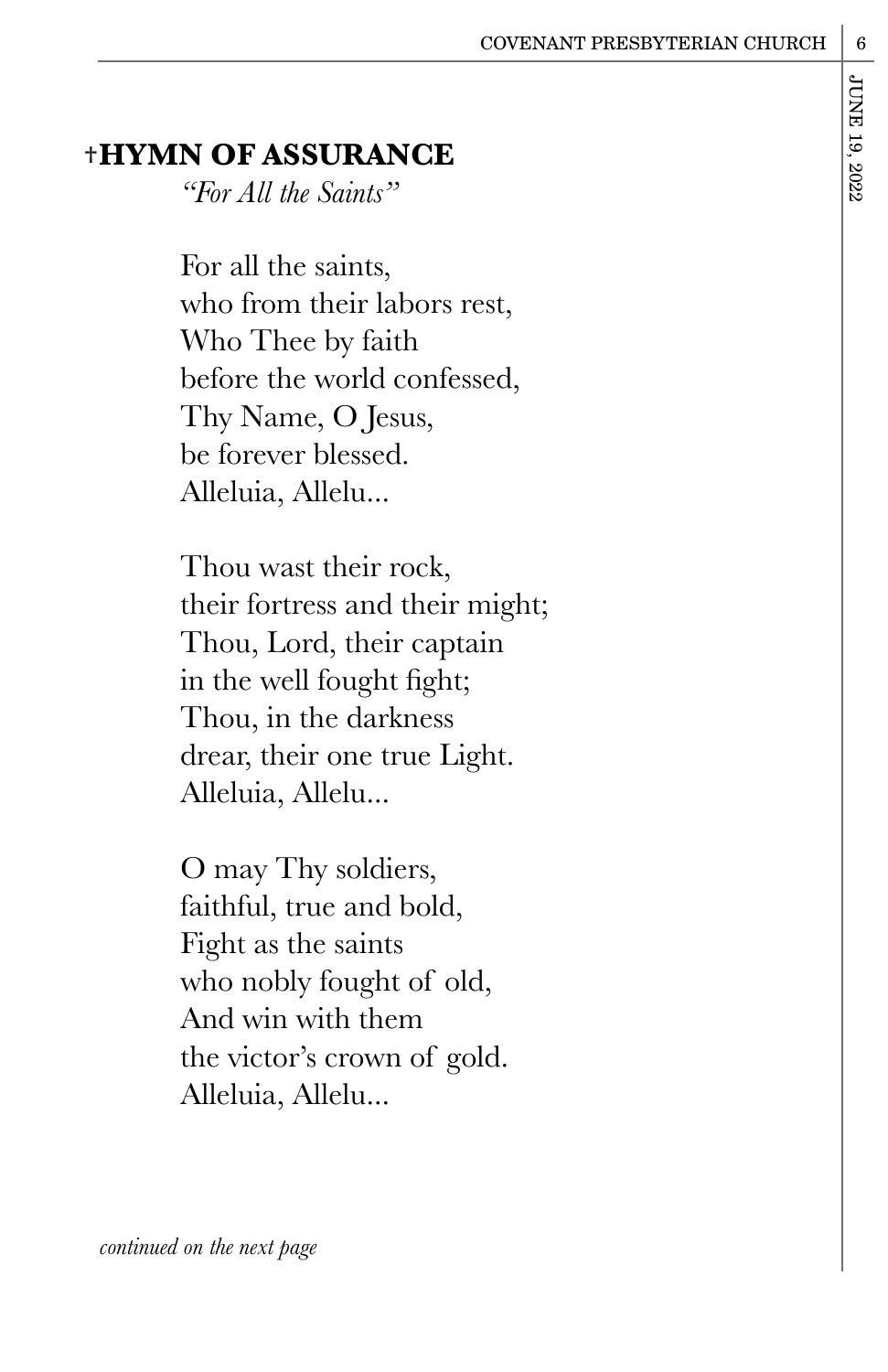## †HYMN OF ASSURANCE

*"For All the Saints"*

For all the saints,
who from their labors rest,
Who Thee by faith
before the world confessed,
Thy Name, O Jesus,
be forever blessed.
Alleluia, Allelu...

Thou wast their rock,
their fortress and their might;
Thou, Lord, their captain
in the well fought fight;
Thou, in the darkness
drear, their one true Light.
Alleluia, Allelu...

O may Thy soldiers,
faithful, true and bold,
Fight as the saints
who nobly fought of old,
And win with them
the victor's crown of gold.
Alleluia, Allelu...

*continued on the next page*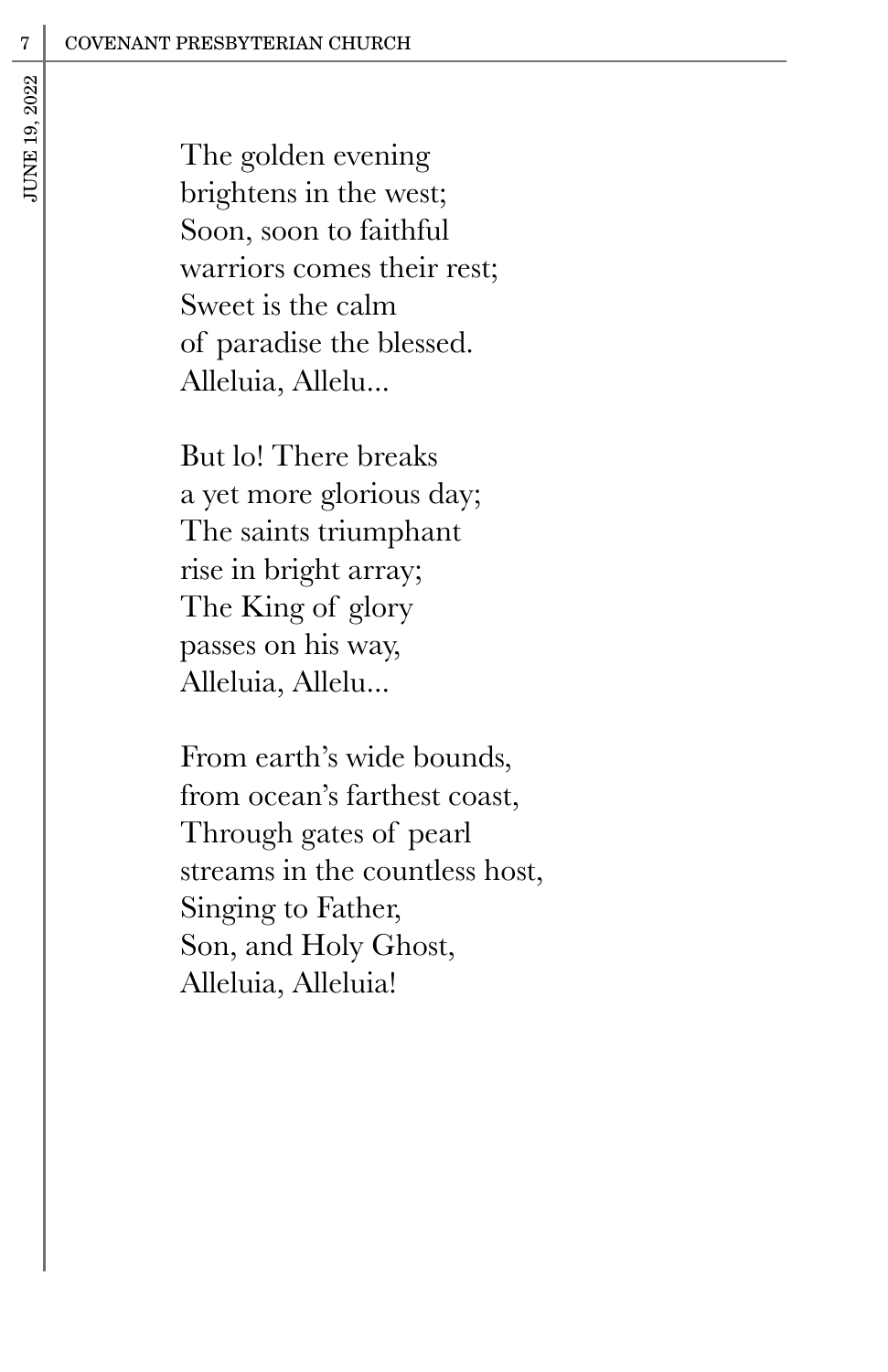The golden evening  
brightens in the west;  
Soon, soon to faithful  
warriors comes their rest;  
Sweet is the calm  
of paradise the blessed.  
Alleluia, Allelu...

But lo! There breaks  
a yet more glorious day;  
The saints triumphant  
rise in bright array;  
The King of glory  
passes on his way,  
Alleluia, Allelu...

From earth's wide bounds,  
from ocean's farthest coast,  
Through gates of pearl  
streams in the countless host,  
Singing to Father,  
Son, and Holy Ghost,  
Alleluia, Alleluia!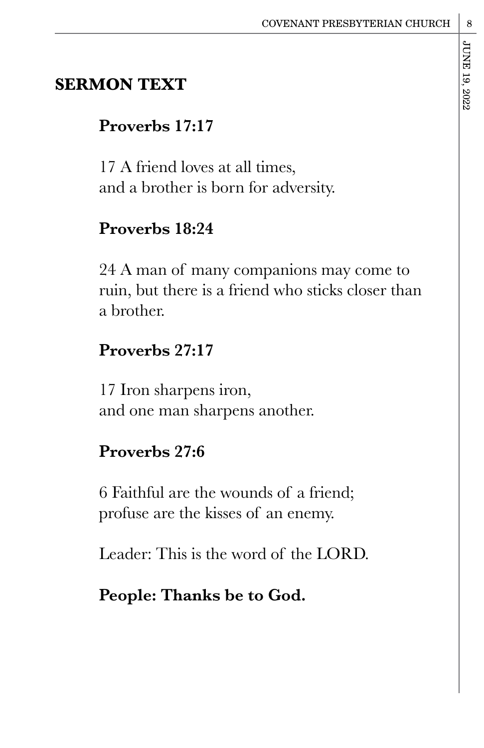## SERMON TEXT

### Proverbs 17:17

17 A friend loves at all times,
and a brother is born for adversity.

### Proverbs 18:24

24 A man of many companions may come to ruin, but there is a friend who sticks closer than a brother.

### Proverbs 27:17

17 Iron sharpens iron,
and one man sharpens another.

### Proverbs 27:6

6 Faithful are the wounds of a friend;
profuse are the kisses of an enemy.

Leader: This is the word of the LORD.

**People: Thanks be to God.**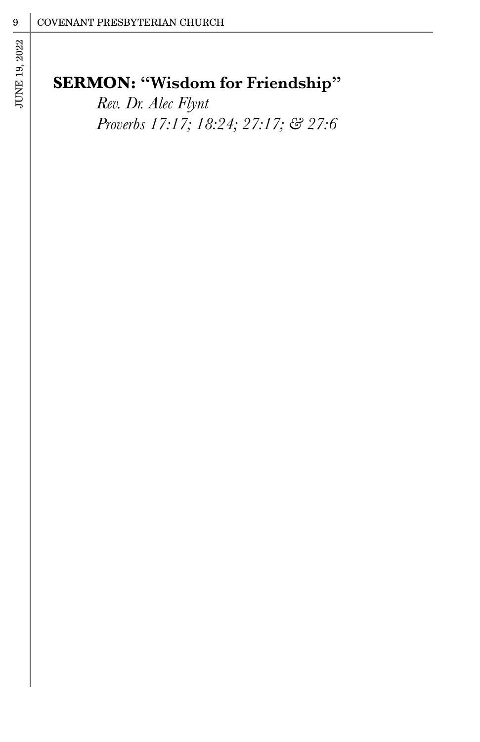## SERMON: "Wisdom for Friendship"

*Rev. Dr. Alec Flynt*
*Proverbs 17:17; 18:24; 27:17; & 27:6*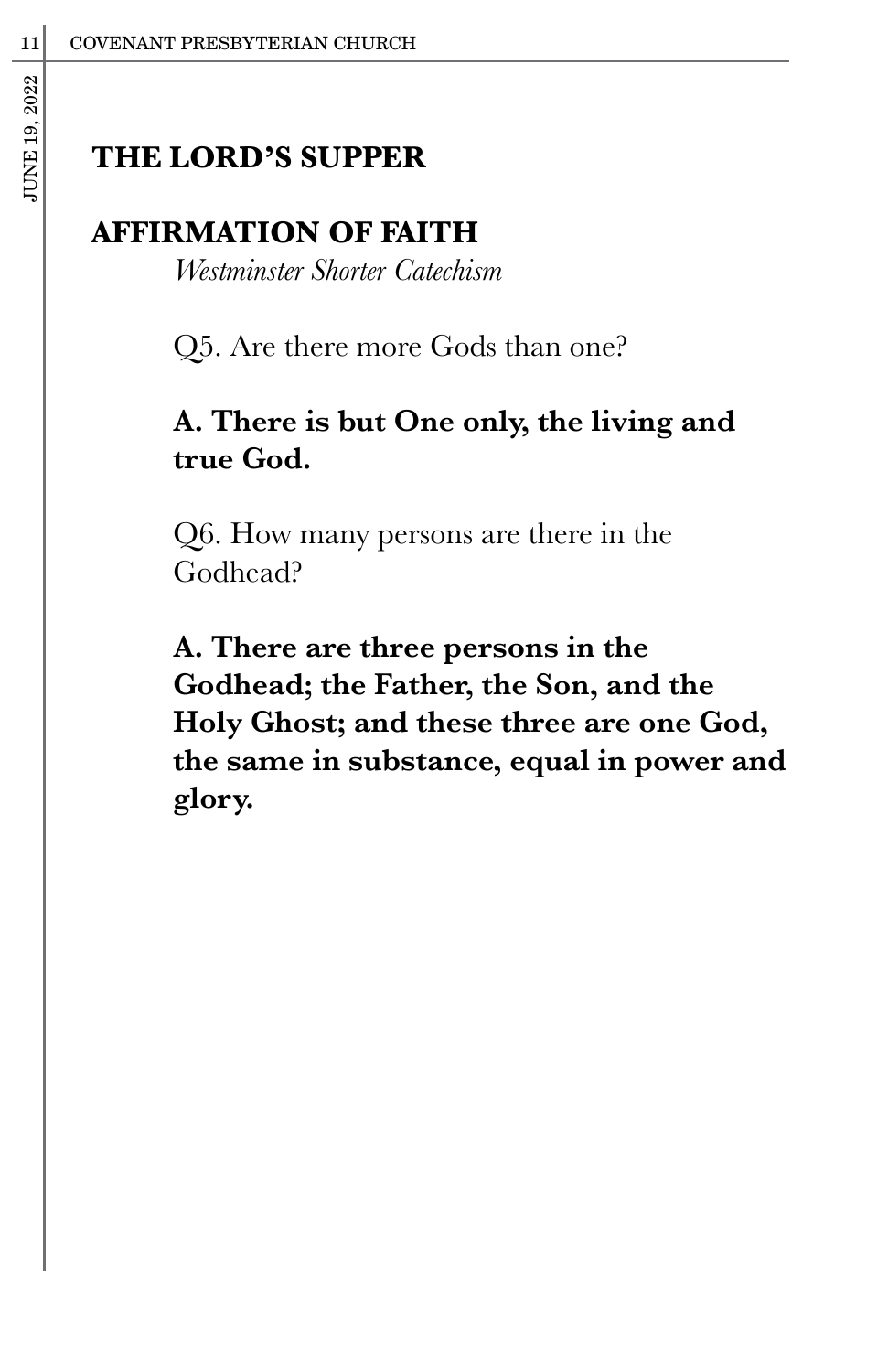## THE LORD'S SUPPER

## AFFIRMATION OF FAITH

*Westminster Shorter Catechism*

Q5. Are there more Gods than one?

**A. There is but One only, the living and true God.**

Q6. How many persons are there in the Godhead?

**A. There are three persons in the Godhead; the Father, the Son, and the Holy Ghost; and these three are one God, the same in substance, equal in power and glory.**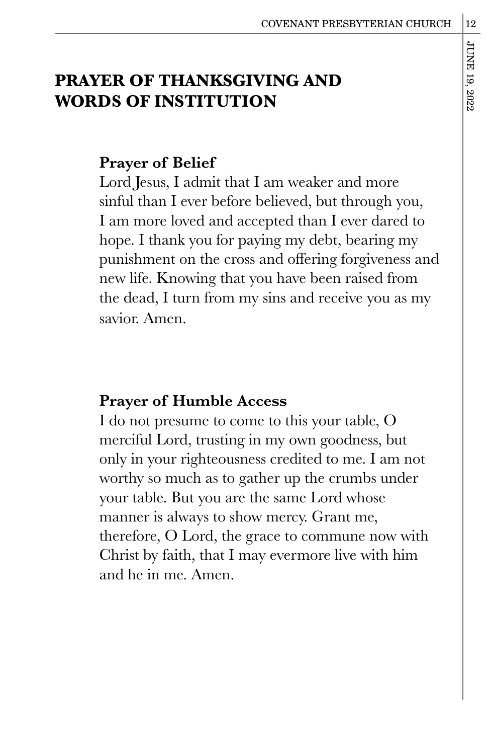## PRAYER OF THANKSGIVING AND WORDS OF INSTITUTION

**Prayer of Belief**

Lord Jesus, I admit that I am weaker and more sinful than I ever before believed, but through you, I am more loved and accepted than I ever dared to hope. I thank you for paying my debt, bearing my punishment on the cross and offering forgiveness and new life. Knowing that you have been raised from the dead, I turn from my sins and receive you as my savior. Amen.

**Prayer of Humble Access**

I do not presume to come to this your table, O merciful Lord, trusting in my own goodness, but only in your righteousness credited to me. I am not worthy so much as to gather up the crumbs under your table. But you are the same Lord whose manner is always to show mercy. Grant me, therefore, O Lord, the grace to commune now with Christ by faith, that I may evermore live with him and he in me. Amen.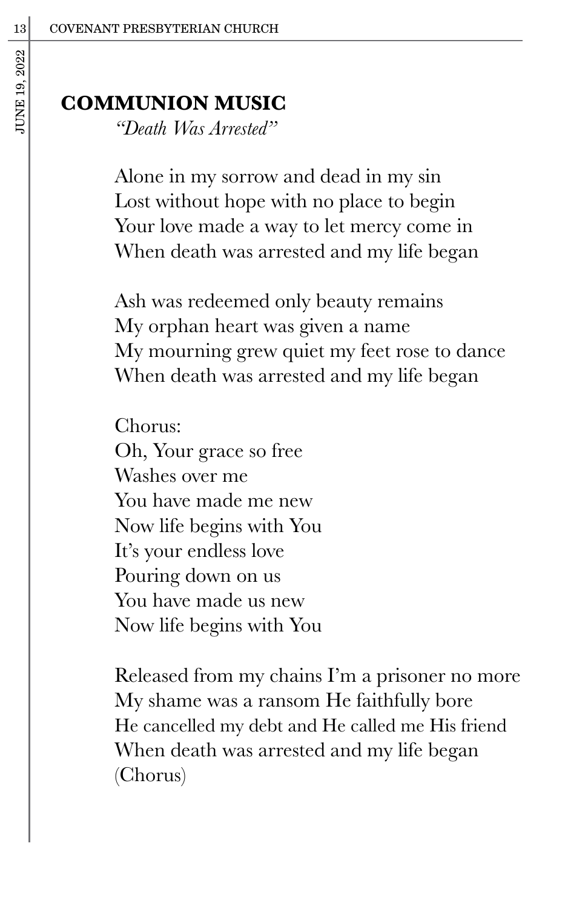## COMMUNION MUSIC

*"Death Was Arrested"*

Alone in my sorrow and dead in my sin
Lost without hope with no place to begin
Your love made a way to let mercy come in
When death was arrested and my life began

Ash was redeemed only beauty remains
My orphan heart was given a name
My mourning grew quiet my feet rose to dance
When death was arrested and my life began

Chorus:
Oh, Your grace so free
Washes over me
You have made me new
Now life begins with You
It's your endless love
Pouring down on us
You have made us new
Now life begins with You

Released from my chains I'm a prisoner no more
My shame was a ransom He faithfully bore
He cancelled my debt and He called me His friend
When death was arrested and my life began
(Chorus)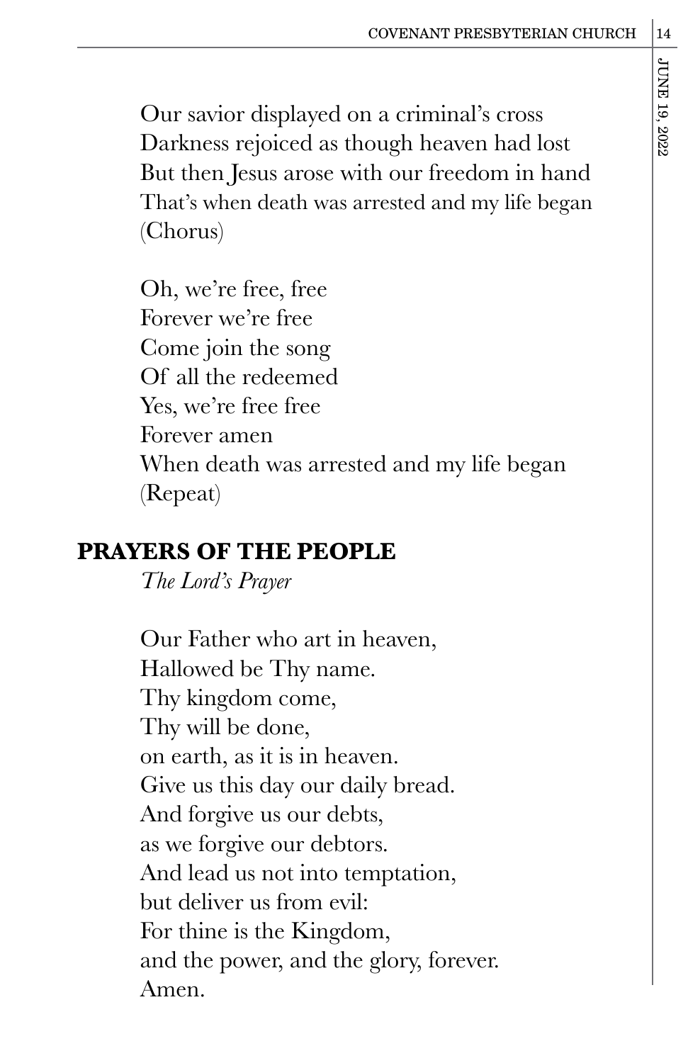Our savior displayed on a criminal's cross
Darkness rejoiced as though heaven had lost
But then Jesus arose with our freedom in hand
That's when death was arrested and my life began
(Chorus)

Oh, we're free, free
Forever we're free
Come join the song
Of all the redeemed
Yes, we're free free
Forever amen
When death was arrested and my life began
(Repeat)

## PRAYERS OF THE PEOPLE

*The Lord's Prayer*

Our Father who art in heaven,
Hallowed be Thy name.
Thy kingdom come,
Thy will be done,
on earth, as it is in heaven.
Give us this day our daily bread.
And forgive us our debts,
as we forgive our debtors.
And lead us not into temptation,
but deliver us from evil:
For thine is the Kingdom,
and the power, and the glory, forever.
Amen.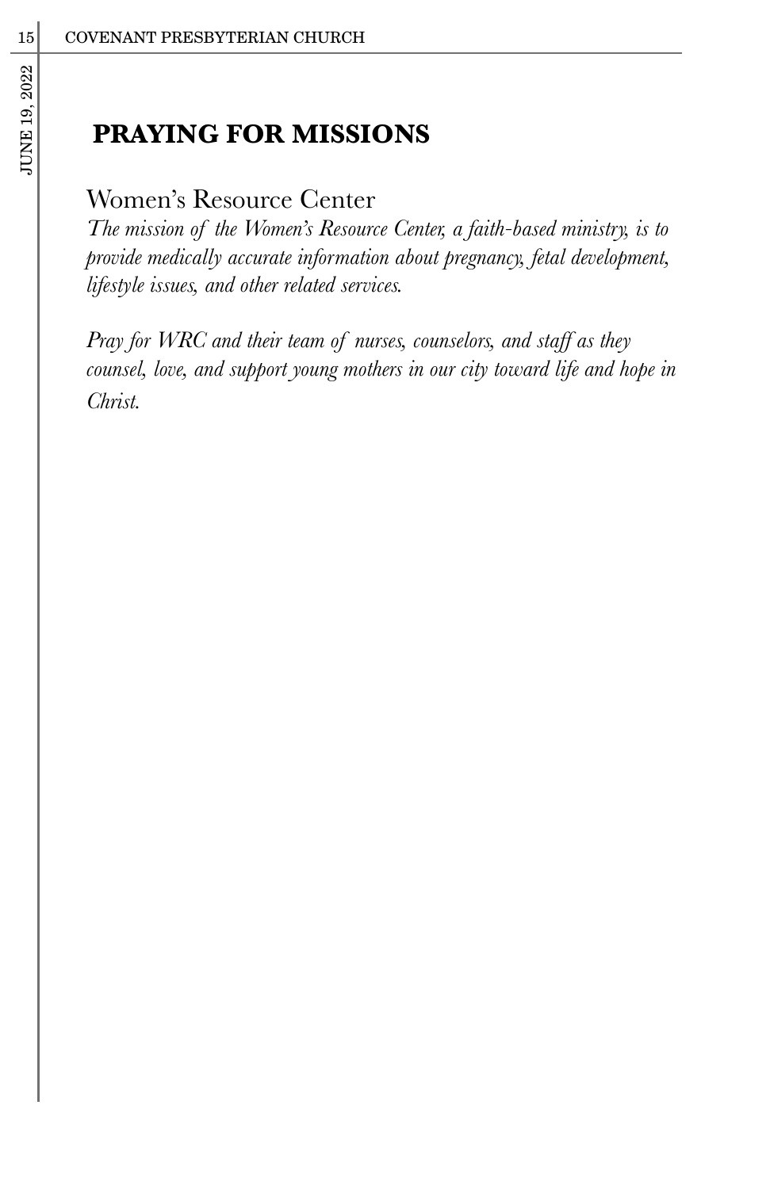## PRAYING FOR MISSIONS

### Women's Resource Center

*The mission of the Women's Resource Center, a faith-based ministry, is to provide medically accurate information about pregnancy, fetal development, lifestyle issues, and other related services.*

*Pray for WRC and their team of nurses, counselors, and staff as they counsel, love, and support young mothers in our city toward life and hope in Christ.*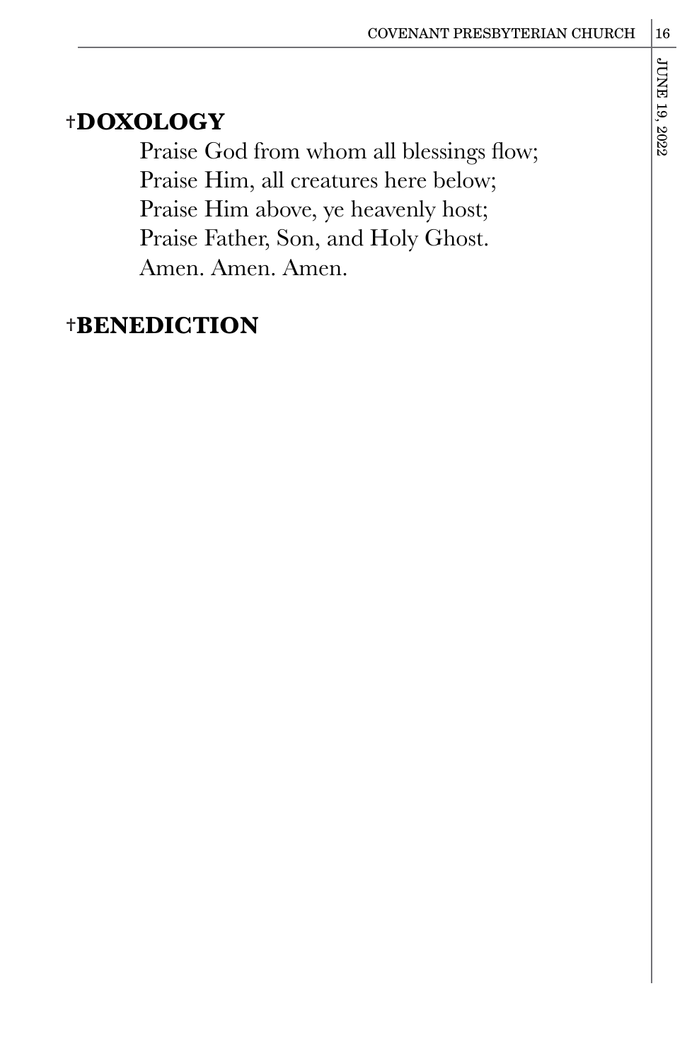## †DOXOLOGY

Praise God from whom all blessings flow;
Praise Him, all creatures here below;
Praise Him above, ye heavenly host;
Praise Father, Son, and Holy Ghost.
Amen. Amen. Amen.

## †BENEDICTION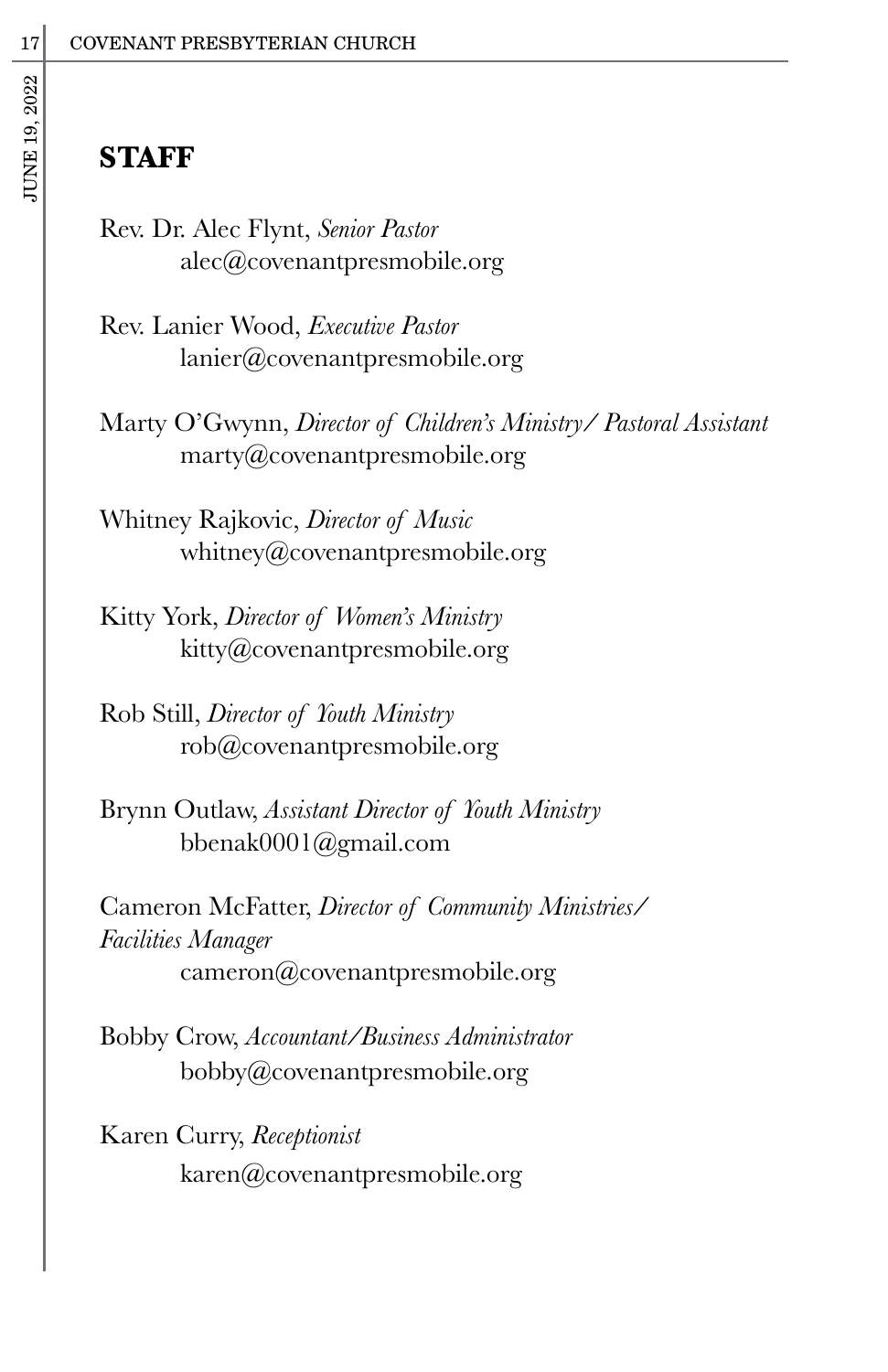## STAFF

Rev. Dr. Alec Flynt, *Senior Pastor*
alec@covenantpresmobile.org

Rev. Lanier Wood, *Executive Pastor*
lanier@covenantpresmobile.org

Marty O'Gwynn, *Director of Children's Ministry/ Pastoral Assistant*
marty@covenantpresmobile.org

Whitney Rajkovic, *Director of Music*
whitney@covenantpresmobile.org

Kitty York, *Director of Women's Ministry*
kitty@covenantpresmobile.org

Rob Still, *Director of Youth Ministry*
rob@covenantpresmobile.org

Brynn Outlaw, *Assistant Director of Youth Ministry*
bbenak0001@gmail.com

Cameron McFatter, *Director of Community Ministries/ Facilities Manager*
cameron@covenantpresmobile.org

Bobby Crow, *Accountant/Business Administrator*
bobby@covenantpresmobile.org

Karen Curry, *Receptionist*
karen@covenantpresmobile.org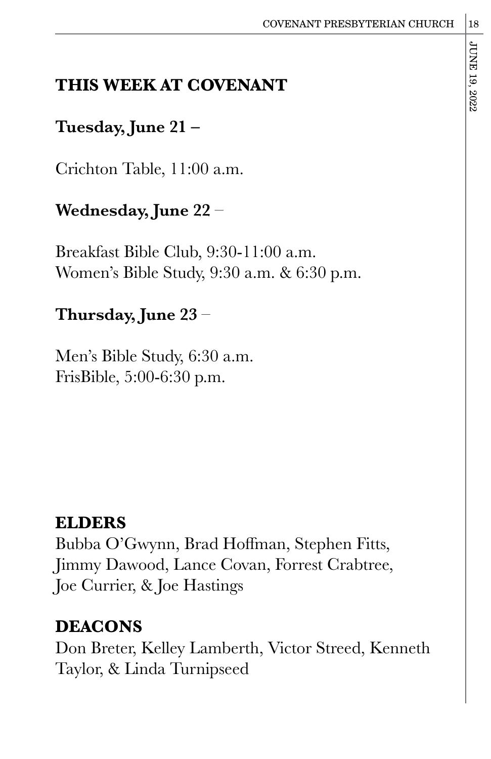## THIS WEEK AT COVENANT

**Tuesday, June 21 –**

Crichton Table, 11:00 a.m.

**Wednesday, June 22** –

Breakfast Bible Club, 9:30-11:00 a.m.
Women's Bible Study, 9:30 a.m. & 6:30 p.m.

**Thursday, June 23** –

Men's Bible Study, 6:30 a.m.
FrisBible, 5:00-6:30 p.m.

## ELDERS

Bubba O'Gwynn, Brad Hoffman, Stephen Fitts, Jimmy Dawood, Lance Covan, Forrest Crabtree, Joe Currier, & Joe Hastings

## DEACONS

Don Breter, Kelley Lamberth, Victor Streed, Kenneth Taylor, & Linda Turnipseed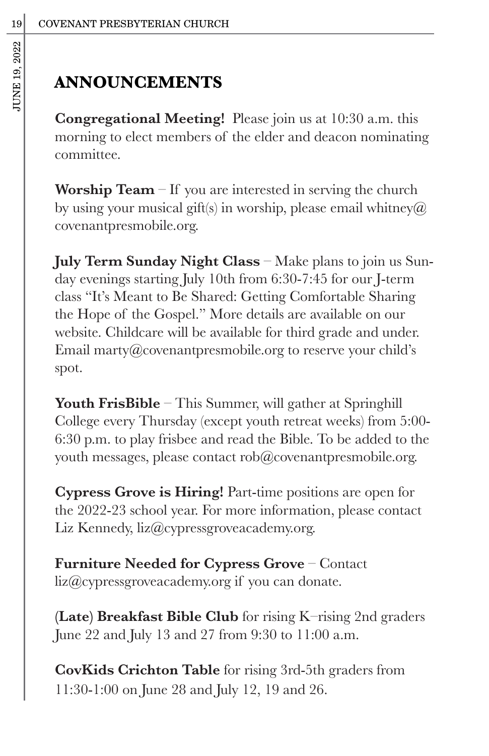## ANNOUNCEMENTS

**Congregational Meeting!** Please join us at 10:30 a.m. this morning to elect members of the elder and deacon nominating committee.

**Worship Team** – If you are interested in serving the church by using your musical gift(s) in worship, please email whitney@covenantpresmobile.org.

**July Term Sunday Night Class** – Make plans to join us Sunday evenings starting July 10th from 6:30-7:45 for our J-term class "It's Meant to Be Shared: Getting Comfortable Sharing the Hope of the Gospel." More details are available on our website. Childcare will be available for third grade and under. Email marty@covenantpresmobile.org to reserve your child's spot.

**Youth FrisBible** – This Summer, will gather at Springhill College every Thursday (except youth retreat weeks) from 5:00-6:30 p.m. to play frisbee and read the Bible. To be added to the youth messages, please contact rob@covenantpresmobile.org.

**Cypress Grove is Hiring!** Part-time positions are open for the 2022-23 school year. For more information, please contact Liz Kennedy, liz@cypressgroveacademy.org.

**Furniture Needed for Cypress Grove** – Contact liz@cypressgroveacademy.org if you can donate.

(**Late**) **Breakfast Bible Club** for rising K–rising 2nd graders June 22 and July 13 and 27 from 9:30 to 11:00 a.m.

**CovKids Crichton Table** for rising 3rd-5th graders from 11:30-1:00 on June 28 and July 12, 19 and 26.